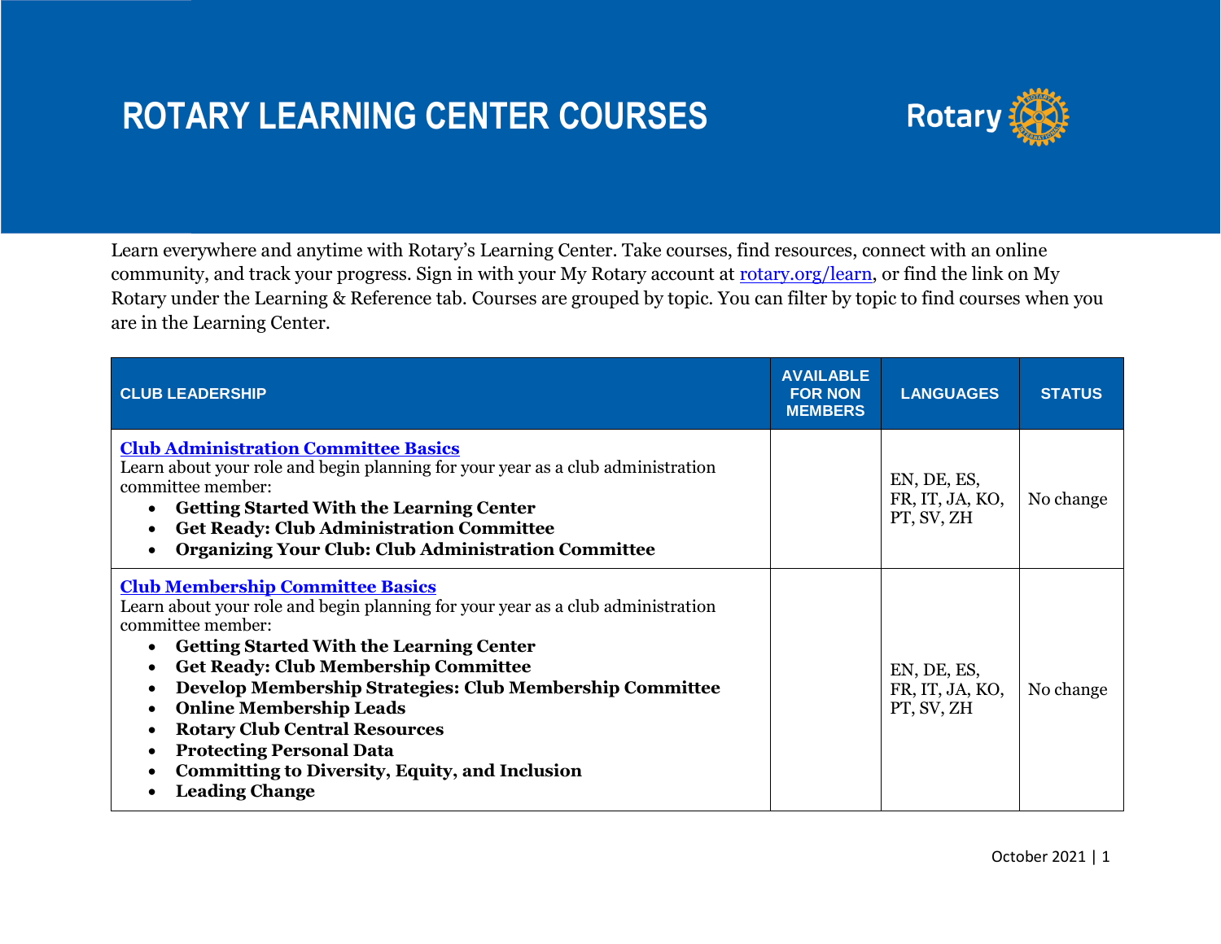# ROTARY LEARNING CENTER COURSES

Learn everywhere and anytime with Rotary's Learning Center. Take courses, find resources, connect with an online community, and track your progress. Sign in with your My Rotary account at rotary.org/learn, or find the link on My Rotary under the Learning & Reference tab. Courses are grouped by topic. You can filter by topic to find courses when you are in the Learning Center.

| CLUB LEADERSHIP | AVAILABLE FOR NON MEMBERS | LANGUAGES | STATUS |
|---|---|---|---|
| **Club Administration Committee Basics**<br>Learn about your role and begin planning for your year as a club administration committee member:<br>• **Getting Started With the Learning Center**<br>• **Get Ready: Club Administration Committee**<br>• **Organizing Your Club: Club Administration Committee** | | EN, DE, ES, FR, IT, JA, KO, PT, SV, ZH | No change |
| **Club Membership Committee Basics**<br>Learn about your role and begin planning for your year as a club administration committee member:<br>• **Getting Started With the Learning Center**<br>• **Get Ready: Club Membership Committee**<br>• **Develop Membership Strategies: Club Membership Committee**<br>• **Online Membership Leads**<br>• **Rotary Club Central Resources**<br>• **Protecting Personal Data**<br>• **Committing to Diversity, Equity, and Inclusion**<br>• **Leading Change** | | EN, DE, ES, FR, IT, JA, KO, PT, SV, ZH | No change |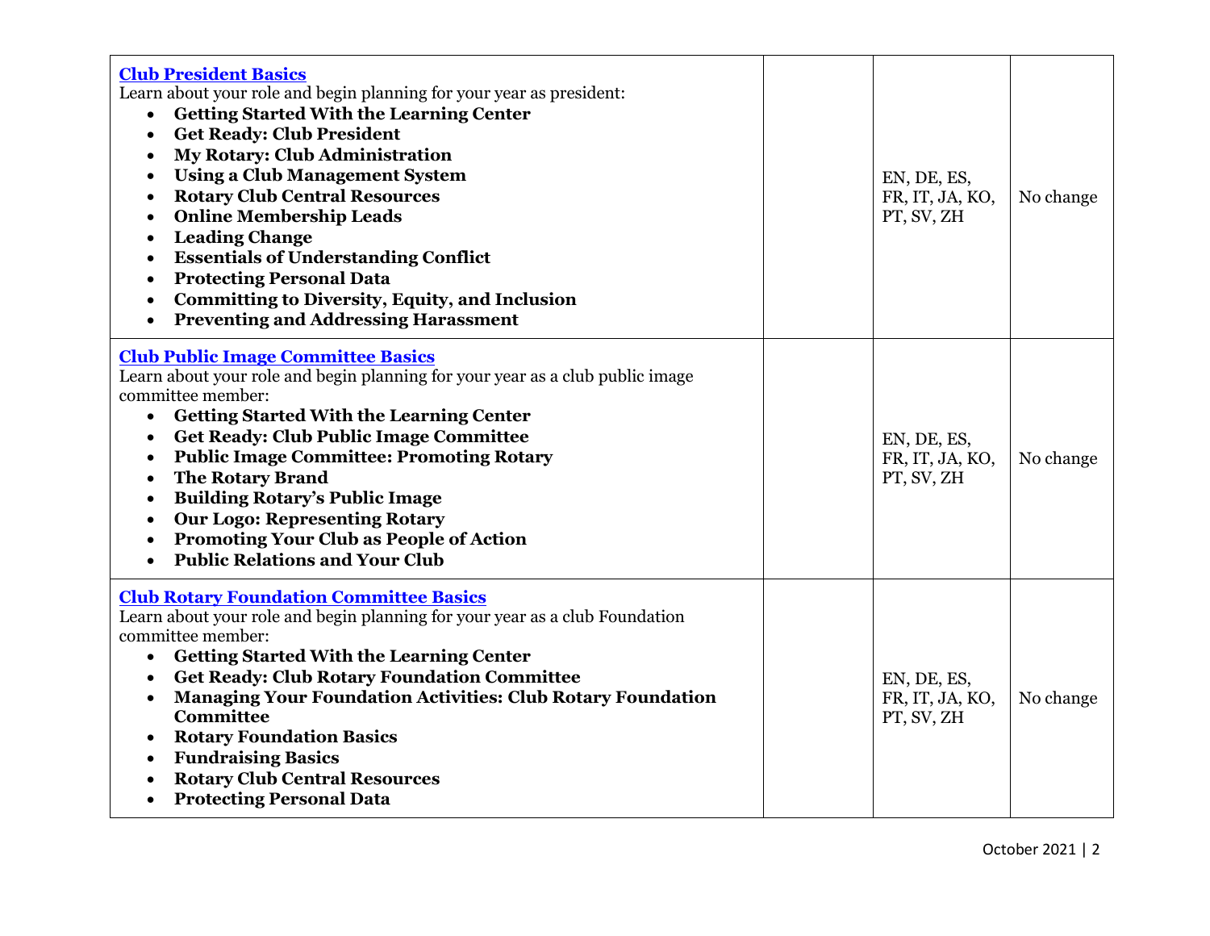| | | | |
|---|---|---|---|
| **Club President Basics**<br>Learn about your role and begin planning for your year as president:<br>• **Getting Started With the Learning Center**<br>• **Get Ready: Club President**<br>• **My Rotary: Club Administration**<br>• **Using a Club Management System**<br>• **Rotary Club Central Resources**<br>• **Online Membership Leads**<br>• **Leading Change**<br>• **Essentials of Understanding Conflict**<br>• **Protecting Personal Data**<br>• **Committing to Diversity, Equity, and Inclusion**<br>• **Preventing and Addressing Harassment** | | EN, DE, ES, FR, IT, JA, KO, PT, SV, ZH | No change |
| **Club Public Image Committee Basics**<br>Learn about your role and begin planning for your year as a club public image committee member:<br>• **Getting Started With the Learning Center**<br>• **Get Ready: Club Public Image Committee**<br>• **Public Image Committee: Promoting Rotary**<br>• **The Rotary Brand**<br>• **Building Rotary's Public Image**<br>• **Our Logo: Representing Rotary**<br>• **Promoting Your Club as People of Action**<br>• **Public Relations and Your Club** | | EN, DE, ES, FR, IT, JA, KO, PT, SV, ZH | No change |
| **Club Rotary Foundation Committee Basics**<br>Learn about your role and begin planning for your year as a club Foundation committee member:<br>• **Getting Started With the Learning Center**<br>• **Get Ready: Club Rotary Foundation Committee**<br>• **Managing Your Foundation Activities: Club Rotary Foundation Committee**<br>• **Rotary Foundation Basics**<br>• **Fundraising Basics**<br>• **Rotary Club Central Resources**<br>• **Protecting Personal Data** | | EN, DE, ES, FR, IT, JA, KO, PT, SV, ZH | No change |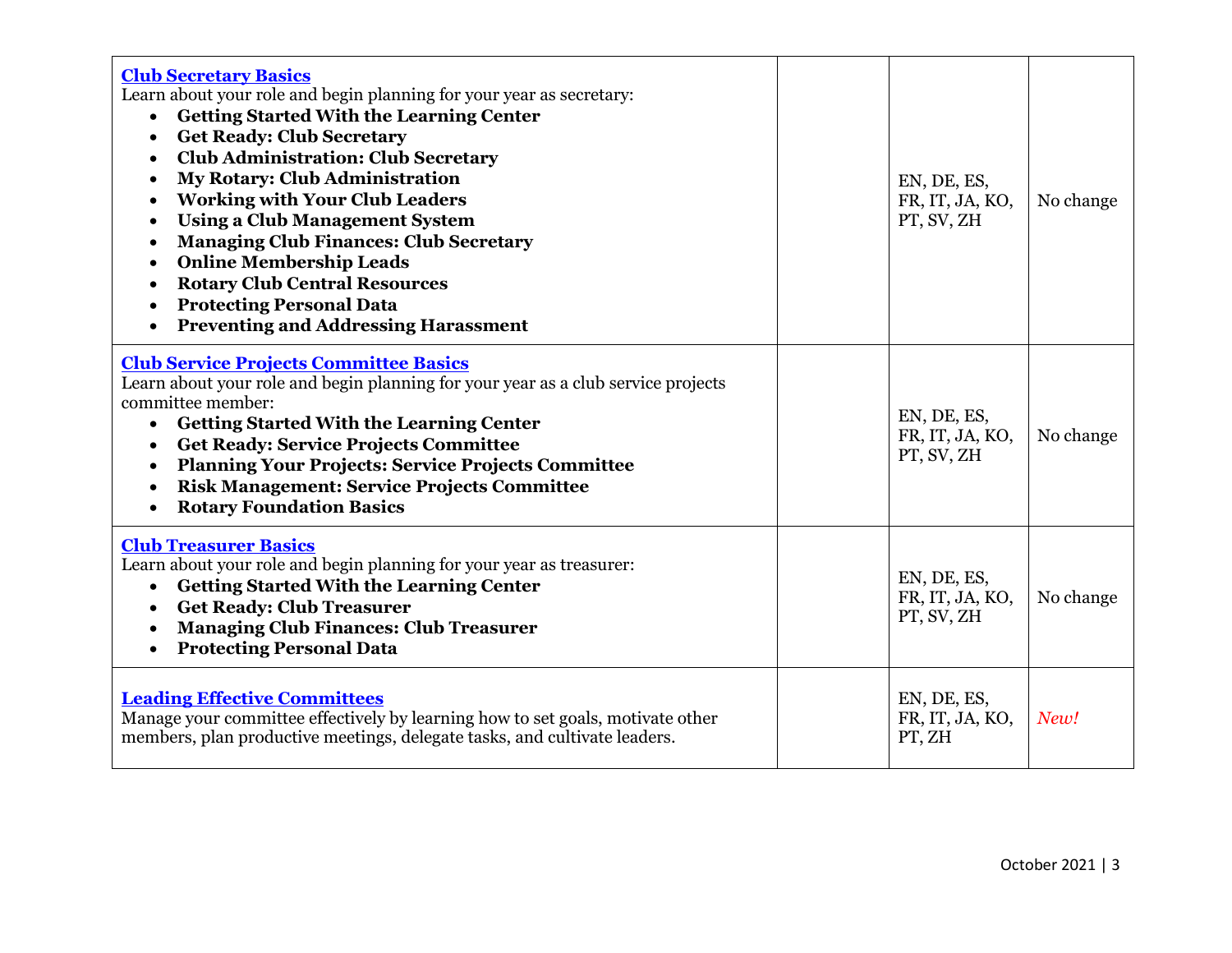| | | | |
|---|---|---|---|
| **Club Secretary Basics**<br>Learn about your role and begin planning for your year as secretary:<br>• **Getting Started With the Learning Center**<br>• **Get Ready: Club Secretary**<br>• **Club Administration: Club Secretary**<br>• **My Rotary: Club Administration**<br>• **Working with Your Club Leaders**<br>• **Using a Club Management System**<br>• **Managing Club Finances: Club Secretary**<br>• **Online Membership Leads**<br>• **Rotary Club Central Resources**<br>• **Protecting Personal Data**<br>• **Preventing and Addressing Harassment** | | EN, DE, ES, FR, IT, JA, KO, PT, SV, ZH | No change |
| **Club Service Projects Committee Basics**<br>Learn about your role and begin planning for your year as a club service projects committee member:<br>• **Getting Started With the Learning Center**<br>• **Get Ready: Service Projects Committee**<br>• **Planning Your Projects: Service Projects Committee**<br>• **Risk Management: Service Projects Committee**<br>• **Rotary Foundation Basics** | | EN, DE, ES, FR, IT, JA, KO, PT, SV, ZH | No change |
| **Club Treasurer Basics**<br>Learn about your role and begin planning for your year as treasurer:<br>• **Getting Started With the Learning Center**<br>• **Get Ready: Club Treasurer**<br>• **Managing Club Finances: Club Treasurer**<br>• **Protecting Personal Data** | | EN, DE, ES, FR, IT, JA, KO, PT, SV, ZH | No change |
| **Leading Effective Committees**<br>Manage your committee effectively by learning how to set goals, motivate other members, plan productive meetings, delegate tasks, and cultivate leaders. | | EN, DE, ES, FR, IT, JA, KO, PT, ZH | *New!* |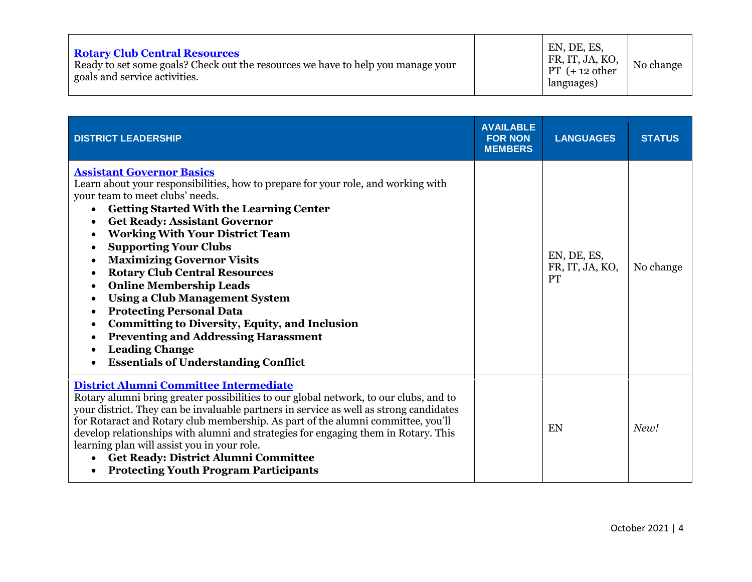| | | | |
|---|---|---|---|
| **[Rotary Club Central Resources]()**<br>Ready to set some goals? Check out the resources we have to help you manage your goals and service activities. | | EN, DE, ES, FR, IT, JA, KO, PT (+ 12 other languages) | No change |

| DISTRICT LEADERSHIP | AVAILABLE FOR NON MEMBERS | LANGUAGES | STATUS |
|---|---|---|---|
| **[Assistant Governor Basics]()**<br>Learn about your responsibilities, how to prepare for your role, and working with your team to meet clubs' needs.<br>• **Getting Started With the Learning Center**<br>• **Get Ready: Assistant Governor**<br>• **Working With Your District Team**<br>• **Supporting Your Clubs**<br>• **Maximizing Governor Visits**<br>• **Rotary Club Central Resources**<br>• **Online Membership Leads**<br>• **Using a Club Management System**<br>• **Protecting Personal Data**<br>• **Committing to Diversity, Equity, and Inclusion**<br>• **Preventing and Addressing Harassment**<br>• **Leading Change**<br>• **Essentials of Understanding Conflict** | | EN, DE, ES, FR, IT, JA, KO, PT | No change |
| **[District Alumni Committee Intermediate]()**<br>Rotary alumni bring greater possibilities to our global network, to our clubs, and to your district. They can be invaluable partners in service as well as strong candidates for Rotaract and Rotary club membership. As part of the alumni committee, you'll develop relationships with alumni and strategies for engaging them in Rotary. This learning plan will assist you in your role.<br>• **Get Ready: District Alumni Committee**<br>• **Protecting Youth Program Participants** | | EN | *New!* |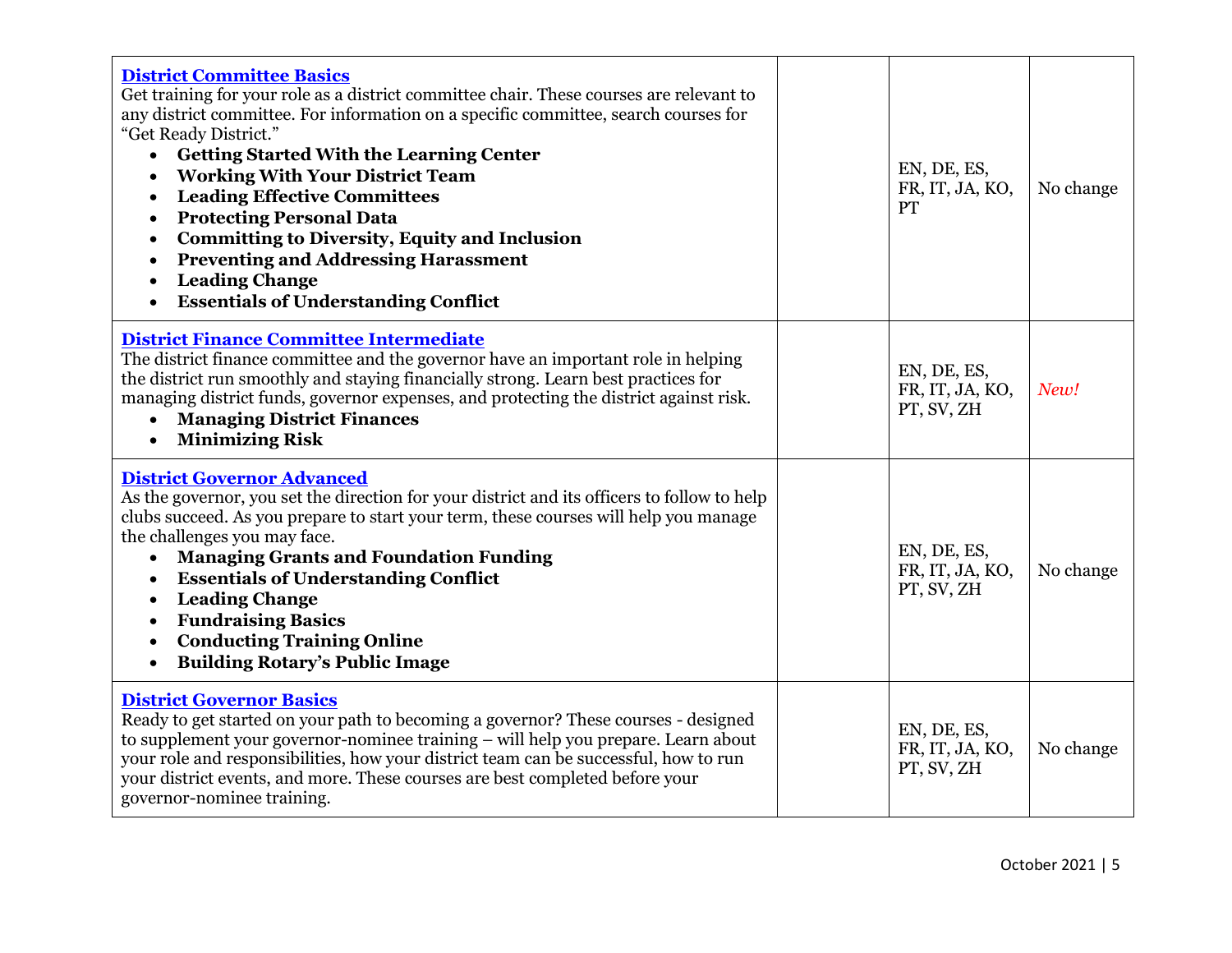| | | | |
|---|---|---|---|
| **[District Committee Basics]()**<br>Get training for your role as a district committee chair. These courses are relevant to any district committee. For information on a specific committee, search courses for "Get Ready District."<br>• **Getting Started With the Learning Center**<br>• **Working With Your District Team**<br>• **Leading Effective Committees**<br>• **Protecting Personal Data**<br>• **Committing to Diversity, Equity and Inclusion**<br>• **Preventing and Addressing Harassment**<br>• **Leading Change**<br>• **Essentials of Understanding Conflict** | | EN, DE, ES, FR, IT, JA, KO, PT | No change |
| **[District Finance Committee Intermediate]()**<br>The district finance committee and the governor have an important role in helping the district run smoothly and staying financially strong. Learn best practices for managing district funds, governor expenses, and protecting the district against risk.<br>• **Managing District Finances**<br>• **Minimizing Risk** | | EN, DE, ES, FR, IT, JA, KO, PT, SV, ZH | *New!* |
| **[District Governor Advanced]()**<br>As the governor, you set the direction for your district and its officers to follow to help clubs succeed. As you prepare to start your term, these courses will help you manage the challenges you may face.<br>• **Managing Grants and Foundation Funding**<br>• **Essentials of Understanding Conflict**<br>• **Leading Change**<br>• **Fundraising Basics**<br>• **Conducting Training Online**<br>• **Building Rotary's Public Image** | | EN, DE, ES, FR, IT, JA, KO, PT, SV, ZH | No change |
| **[District Governor Basics]()**<br>Ready to get started on your path to becoming a governor? These courses - designed to supplement your governor-nominee training – will help you prepare. Learn about your role and responsibilities, how your district team can be successful, how to run your district events, and more. These courses are best completed before your governor-nominee training. | | EN, DE, ES, FR, IT, JA, KO, PT, SV, ZH | No change |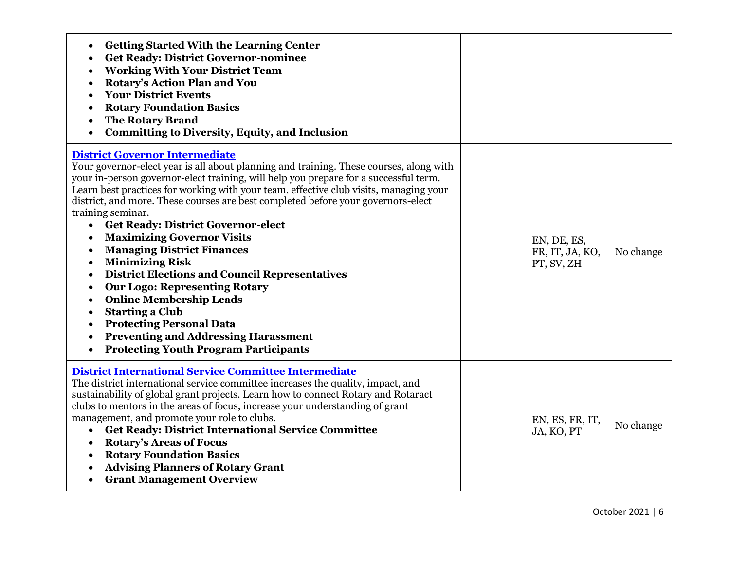| | | | |
|---|---|---|---|
| • **Getting Started With the Learning Center**<br>• **Get Ready: District Governor-nominee**<br>• **Working With Your District Team**<br>• **Rotary's Action Plan and You**<br>• **Your District Events**<br>• **Rotary Foundation Basics**<br>• **The Rotary Brand**<br>• **Committing to Diversity, Equity, and Inclusion** | | | |
| **District Governor Intermediate**<br>Your governor-elect year is all about planning and training. These courses, along with your in-person governor-elect training, will help you prepare for a successful term. Learn best practices for working with your team, effective club visits, managing your district, and more. These courses are best completed before your governors-elect training seminar.<br>• **Get Ready: District Governor-elect**<br>• **Maximizing Governor Visits**<br>• **Managing District Finances**<br>• **Minimizing Risk**<br>• **District Elections and Council Representatives**<br>• **Our Logo: Representing Rotary**<br>• **Online Membership Leads**<br>• **Starting a Club**<br>• **Protecting Personal Data**<br>• **Preventing and Addressing Harassment**<br>• **Protecting Youth Program Participants** | | EN, DE, ES, FR, IT, JA, KO, PT, SV, ZH | No change |
| **District International Service Committee Intermediate**<br>The district international service committee increases the quality, impact, and sustainability of global grant projects. Learn how to connect Rotary and Rotaract clubs to mentors in the areas of focus, increase your understanding of grant management, and promote your role to clubs.<br>• **Get Ready: District International Service Committee**<br>• **Rotary's Areas of Focus**<br>• **Rotary Foundation Basics**<br>• **Advising Planners of Rotary Grant**<br>• **Grant Management Overview** | | EN, ES, FR, IT, JA, KO, PT | No change |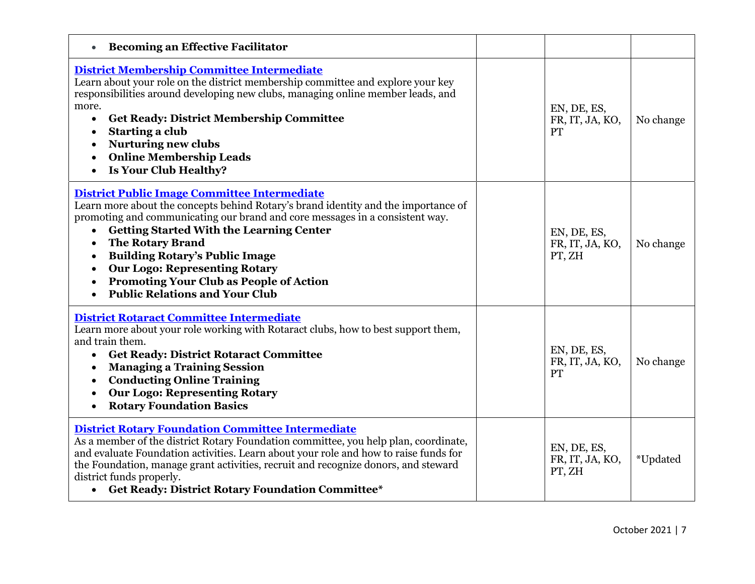| | | | |
|---|---|---|---|
| • **Becoming an Effective Facilitator** | | | |
| **[District Membership Committee Intermediate]()**<br>Learn about your role on the district membership committee and explore your key responsibilities around developing new clubs, managing online member leads, and more.<br>• **Get Ready: District Membership Committee**<br>• **Starting a club**<br>• **Nurturing new clubs**<br>• **Online Membership Leads**<br>• **Is Your Club Healthy?** | | EN, DE, ES, FR, IT, JA, KO, PT | No change |
| **[District Public Image Committee Intermediate]()**<br>Learn more about the concepts behind Rotary's brand identity and the importance of promoting and communicating our brand and core messages in a consistent way.<br>• **Getting Started With the Learning Center**<br>• **The Rotary Brand**<br>• **Building Rotary's Public Image**<br>• **Our Logo: Representing Rotary**<br>• **Promoting Your Club as People of Action**<br>• **Public Relations and Your Club** | | EN, DE, ES, FR, IT, JA, KO, PT, ZH | No change |
| **[District Rotaract Committee Intermediate]()**<br>Learn more about your role working with Rotaract clubs, how to best support them, and train them.<br>• **Get Ready: District Rotaract Committee**<br>• **Managing a Training Session**<br>• **Conducting Online Training**<br>• **Our Logo: Representing Rotary**<br>• **Rotary Foundation Basics** | | EN, DE, ES, FR, IT, JA, KO, PT | No change |
| **[District Rotary Foundation Committee Intermediate]()**<br>As a member of the district Rotary Foundation committee, you help plan, coordinate, and evaluate Foundation activities. Learn about your role and how to raise funds for the Foundation, manage grant activities, recruit and recognize donors, and steward district funds properly.<br>• **Get Ready: District Rotary Foundation Committee***| | EN, DE, ES, FR, IT, JA, KO, PT, ZH | *Updated |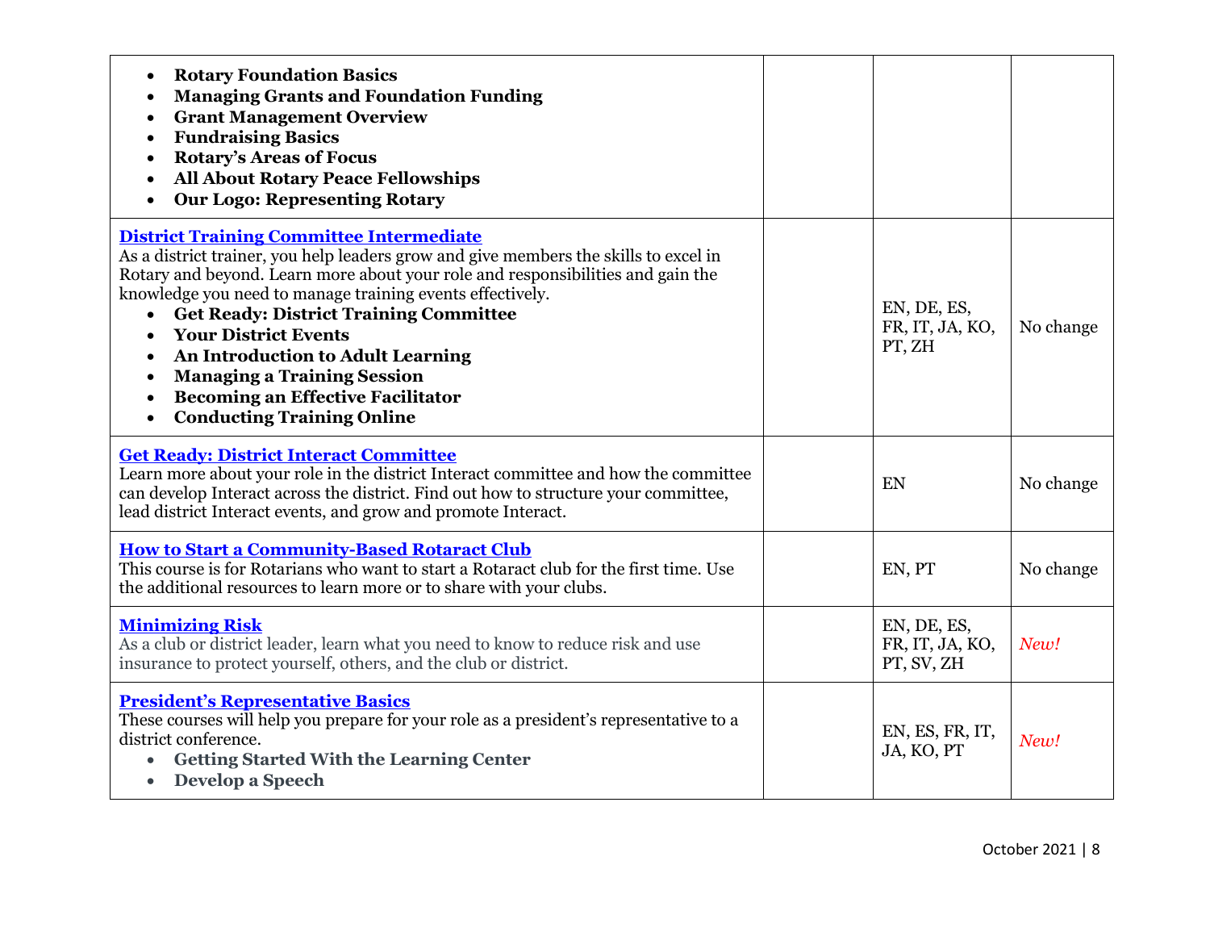| | | | |
|---|---|---|---|
| • **Rotary Foundation Basics**<br>• **Managing Grants and Foundation Funding**<br>• **Grant Management Overview**<br>• **Fundraising Basics**<br>• **Rotary's Areas of Focus**<br>• **All About Rotary Peace Fellowships**<br>• **Our Logo: Representing Rotary** | | | |
| **District Training Committee Intermediate**<br>As a district trainer, you help leaders grow and give members the skills to excel in Rotary and beyond. Learn more about your role and responsibilities and gain the knowledge you need to manage training events effectively.<br>• **Get Ready: District Training Committee**<br>• **Your District Events**<br>• **An Introduction to Adult Learning**<br>• **Managing a Training Session**<br>• **Becoming an Effective Facilitator**<br>• **Conducting Training Online** | | EN, DE, ES, FR, IT, JA, KO, PT, ZH | No change |
| **Get Ready: District Interact Committee**<br>Learn more about your role in the district Interact committee and how the committee can develop Interact across the district. Find out how to structure your committee, lead district Interact events, and grow and promote Interact. | | EN | No change |
| **How to Start a Community-Based Rotaract Club**<br>This course is for Rotarians who want to start a Rotaract club for the first time. Use the additional resources to learn more or to share with your clubs. | | EN, PT | No change |
| **Minimizing Risk**<br>As a club or district leader, learn what you need to know to reduce risk and use insurance to protect yourself, others, and the club or district. | | EN, DE, ES, FR, IT, JA, KO, PT, SV, ZH | *New!* |
| **President's Representative Basics**<br>These courses will help you prepare for your role as a president's representative to a district conference.<br>• **Getting Started With the Learning Center**<br>• **Develop a Speech** | | EN, ES, FR, IT, JA, KO, PT | *New!* |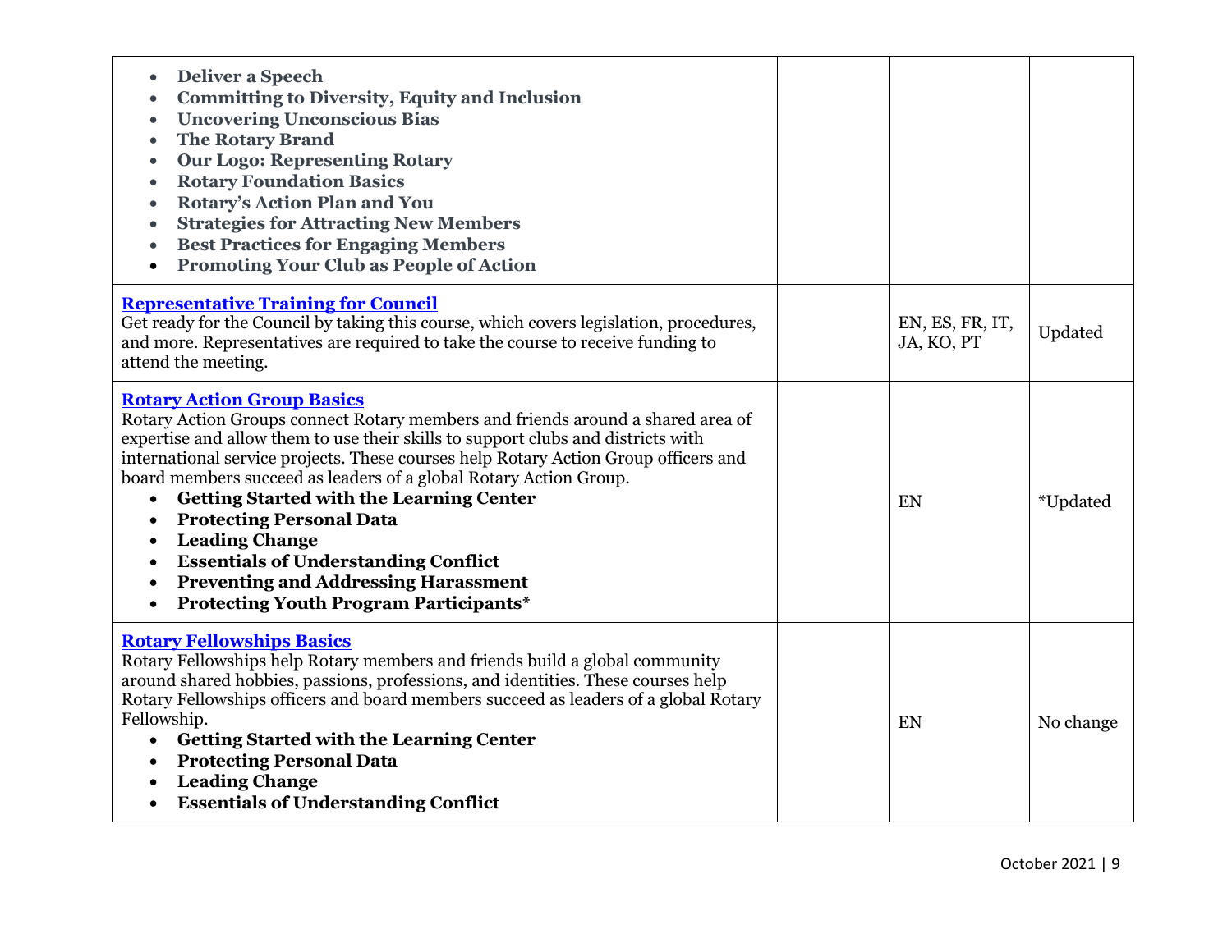| | | | |
|---|---|---|---|
| • **Deliver a Speech**<br>• **Committing to Diversity, Equity and Inclusion**<br>• **Uncovering Unconscious Bias**<br>• **The Rotary Brand**<br>• **Our Logo: Representing Rotary**<br>• **Rotary Foundation Basics**<br>• **Rotary's Action Plan and You**<br>• **Strategies for Attracting New Members**<br>• **Best Practices for Engaging Members**<br>• **Promoting Your Club as People of Action** | | | |
| **Representative Training for Council**<br>Get ready for the Council by taking this course, which covers legislation, procedures, and more. Representatives are required to take the course to receive funding to attend the meeting. | | EN, ES, FR, IT, JA, KO, PT | Updated |
| **Rotary Action Group Basics**<br>Rotary Action Groups connect Rotary members and friends around a shared area of expertise and allow them to use their skills to support clubs and districts with international service projects. These courses help Rotary Action Group officers and board members succeed as leaders of a global Rotary Action Group.<br>• **Getting Started with the Learning Center**<br>• **Protecting Personal Data**<br>• **Leading Change**<br>• **Essentials of Understanding Conflict**<br>• **Preventing and Addressing Harassment**<br>• **Protecting Youth Program Participants***| | EN | *Updated |
| **Rotary Fellowships Basics**<br>Rotary Fellowships help Rotary members and friends build a global community around shared hobbies, passions, professions, and identities. These courses help Rotary Fellowships officers and board members succeed as leaders of a global Rotary Fellowship.<br>• **Getting Started with the Learning Center**<br>• **Protecting Personal Data**<br>• **Leading Change**<br>• **Essentials of Understanding Conflict** | | EN | No change |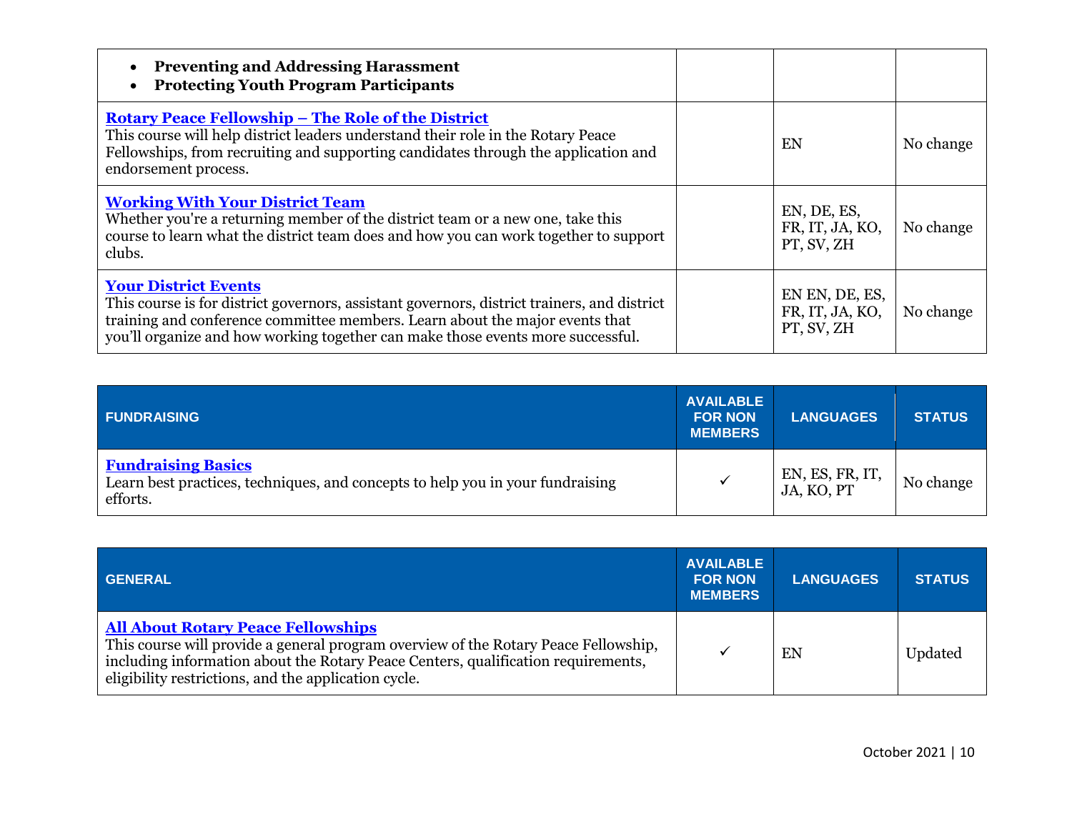| | | | |
|---|---|---|---|
| • **Preventing and Addressing Harassment**<br>• **Protecting Youth Program Participants** | | | |
| **Rotary Peace Fellowship – The Role of the District**<br>This course will help district leaders understand their role in the Rotary Peace Fellowships, from recruiting and supporting candidates through the application and endorsement process. | | EN | No change |
| **Working With Your District Team**<br>Whether you're a returning member of the district team or a new one, take this course to learn what the district team does and how you can work together to support clubs. | | EN, DE, ES, FR, IT, JA, KO, PT, SV, ZH | No change |
| **Your District Events**<br>This course is for district governors, assistant governors, district trainers, and district training and conference committee members. Learn about the major events that you'll organize and how working together can make those events more successful. | | EN EN, DE, ES, FR, IT, JA, KO, PT, SV, ZH | No change |

| FUNDRAISING | AVAILABLE FOR NON MEMBERS | LANGUAGES | STATUS |
|---|---|---|---|
| **Fundraising Basics**<br>Learn best practices, techniques, and concepts to help you in your fundraising efforts. | ✓ | EN, ES, FR, IT, JA, KO, PT | No change |

| GENERAL | AVAILABLE FOR NON MEMBERS | LANGUAGES | STATUS |
|---|---|---|---|
| **All About Rotary Peace Fellowships**<br>This course will provide a general program overview of the Rotary Peace Fellowship, including information about the Rotary Peace Centers, qualification requirements, eligibility restrictions, and the application cycle. | ✓ | EN | Updated |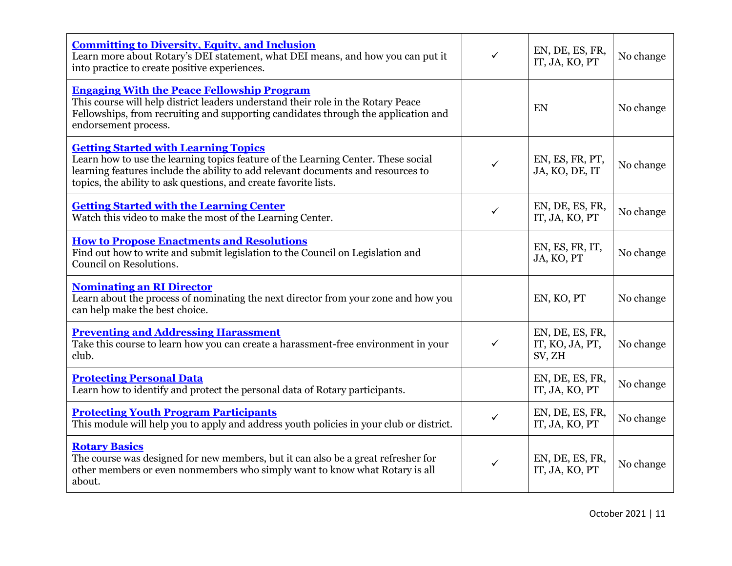| | | | |
|---|---|---|---|
| **Committing to Diversity, Equity, and Inclusion**<br>Learn more about Rotary's DEI statement, what DEI means, and how you can put it into practice to create positive experiences. | ✓ | EN, DE, ES, FR, IT, JA, KO, PT | No change |
| **Engaging With the Peace Fellowship Program**<br>This course will help district leaders understand their role in the Rotary Peace Fellowships, from recruiting and supporting candidates through the application and endorsement process. | | EN | No change |
| **Getting Started with Learning Topics**<br>Learn how to use the learning topics feature of the Learning Center. These social learning features include the ability to add relevant documents and resources to topics, the ability to ask questions, and create favorite lists. | ✓ | EN, ES, FR, PT, JA, KO, DE, IT | No change |
| **Getting Started with the Learning Center**<br>Watch this video to make the most of the Learning Center. | ✓ | EN, DE, ES, FR, IT, JA, KO, PT | No change |
| **How to Propose Enactments and Resolutions**<br>Find out how to write and submit legislation to the Council on Legislation and Council on Resolutions. | | EN, ES, FR, IT, JA, KO, PT | No change |
| **Nominating an RI Director**<br>Learn about the process of nominating the next director from your zone and how you can help make the best choice. | | EN, KO, PT | No change |
| **Preventing and Addressing Harassment**<br>Take this course to learn how you can create a harassment-free environment in your club. | ✓ | EN, DE, ES, FR, IT, KO, JA, PT, SV, ZH | No change |
| **Protecting Personal Data**<br>Learn how to identify and protect the personal data of Rotary participants. | | EN, DE, ES, FR, IT, JA, KO, PT | No change |
| **Protecting Youth Program Participants**<br>This module will help you to apply and address youth policies in your club or district. | ✓ | EN, DE, ES, FR, IT, JA, KO, PT | No change |
| **Rotary Basics**<br>The course was designed for new members, but it can also be a great refresher for other members or even nonmembers who simply want to know what Rotary is all about. | ✓ | EN, DE, ES, FR, IT, JA, KO, PT | No change |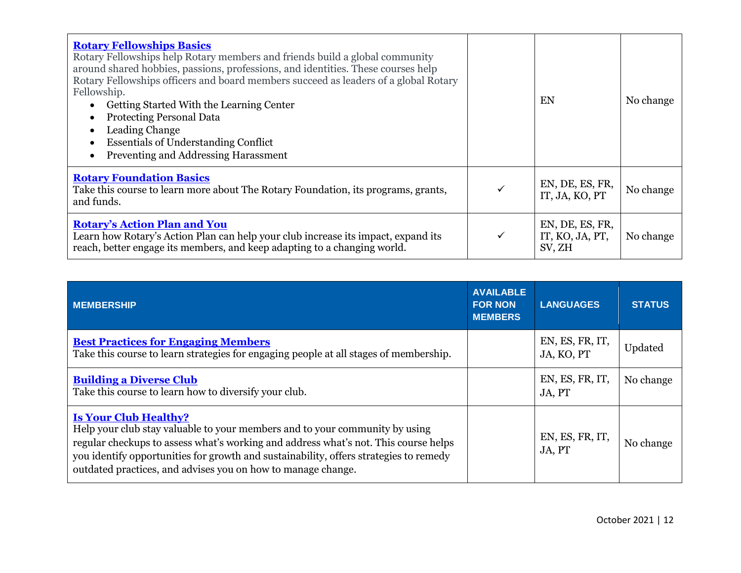| | | | |
|---|---|---|---|
| **[Rotary Fellowships Basics]()**<br>Rotary Fellowships help Rotary members and friends build a global community around shared hobbies, passions, professions, and identities. These courses help Rotary Fellowships officers and board members succeed as leaders of a global Rotary Fellowship.<br>• Getting Started With the Learning Center<br>• Protecting Personal Data<br>• Leading Change<br>• Essentials of Understanding Conflict<br>• Preventing and Addressing Harassment | | EN | No change |
| **[Rotary Foundation Basics]()**<br>Take this course to learn more about The Rotary Foundation, its programs, grants, and funds. | ✓ | EN, DE, ES, FR, IT, JA, KO, PT | No change |
| **[Rotary's Action Plan and You]()**<br>Learn how Rotary's Action Plan can help your club increase its impact, expand its reach, better engage its members, and keep adapting to a changing world. | ✓ | EN, DE, ES, FR, IT, KO, JA, PT, SV, ZH | No change |

| MEMBERSHIP | AVAILABLE FOR NON MEMBERS | LANGUAGES | STATUS |
|---|---|---|---|
| **[Best Practices for Engaging Members]()**<br>Take this course to learn strategies for engaging people at all stages of membership. | | EN, ES, FR, IT, JA, KO, PT | Updated |
| **[Building a Diverse Club]()**<br>Take this course to learn how to diversify your club. | | EN, ES, FR, IT, JA, PT | No change |
| **[Is Your Club Healthy?]()**<br>Help your club stay valuable to your members and to your community by using regular checkups to assess what's working and address what's not. This course helps you identify opportunities for growth and sustainability, offers strategies to remedy outdated practices, and advises you on how to manage change. | | EN, ES, FR, IT, JA, PT | No change |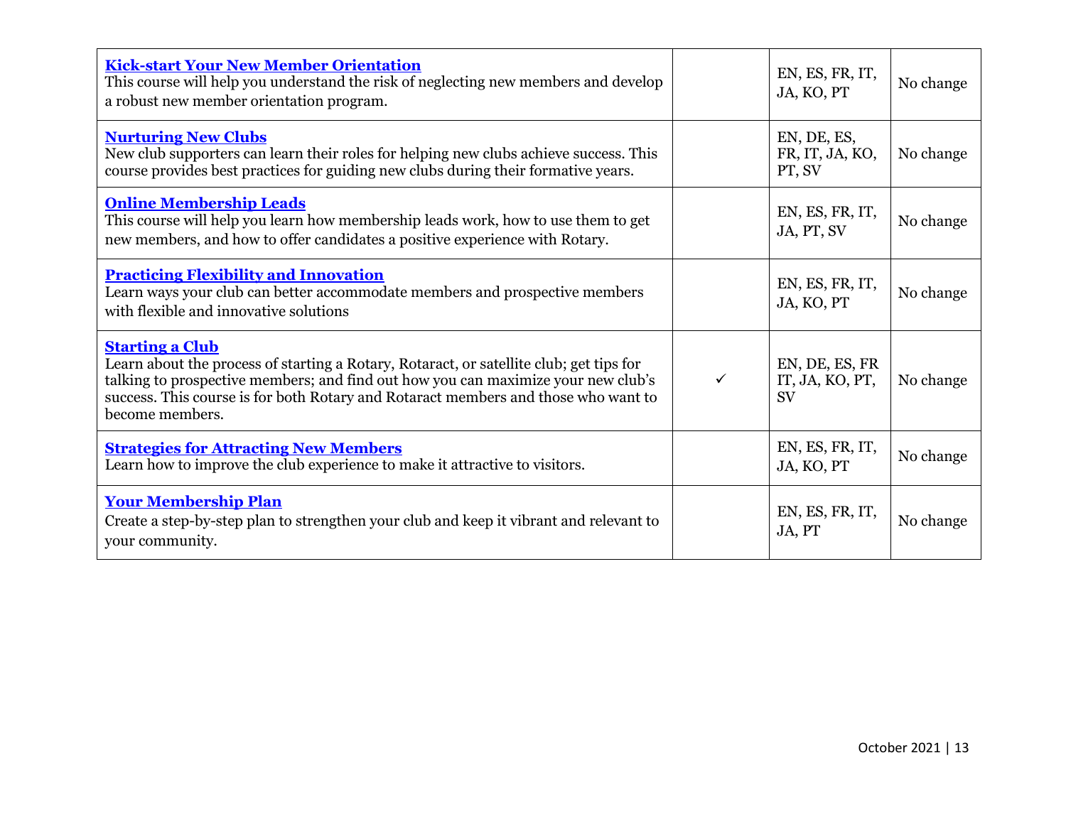| | | | |
|---|---|---|---|
| **Kick-start Your New Member Orientation**<br>This course will help you understand the risk of neglecting new members and develop a robust new member orientation program. | | EN, ES, FR, IT, JA, KO, PT | No change |
| **Nurturing New Clubs**<br>New club supporters can learn their roles for helping new clubs achieve success. This course provides best practices for guiding new clubs during their formative years. | | EN, DE, ES, FR, IT, JA, KO, PT, SV | No change |
| **Online Membership Leads**<br>This course will help you learn how membership leads work, how to use them to get new members, and how to offer candidates a positive experience with Rotary. | | EN, ES, FR, IT, JA, PT, SV | No change |
| **Practicing Flexibility and Innovation**<br>Learn ways your club can better accommodate members and prospective members with flexible and innovative solutions | | EN, ES, FR, IT, JA, KO, PT | No change |
| **Starting a Club**<br>Learn about the process of starting a Rotary, Rotaract, or satellite club; get tips for talking to prospective members; and find out how you can maximize your new club's success. This course is for both Rotary and Rotaract members and those who want to become members. | ✓ | EN, DE, ES, FR IT, JA, KO, PT, SV | No change |
| **Strategies for Attracting New Members**<br>Learn how to improve the club experience to make it attractive to visitors. | | EN, ES, FR, IT, JA, KO, PT | No change |
| **Your Membership Plan**<br>Create a step-by-step plan to strengthen your club and keep it vibrant and relevant to your community. | | EN, ES, FR, IT, JA, PT | No change |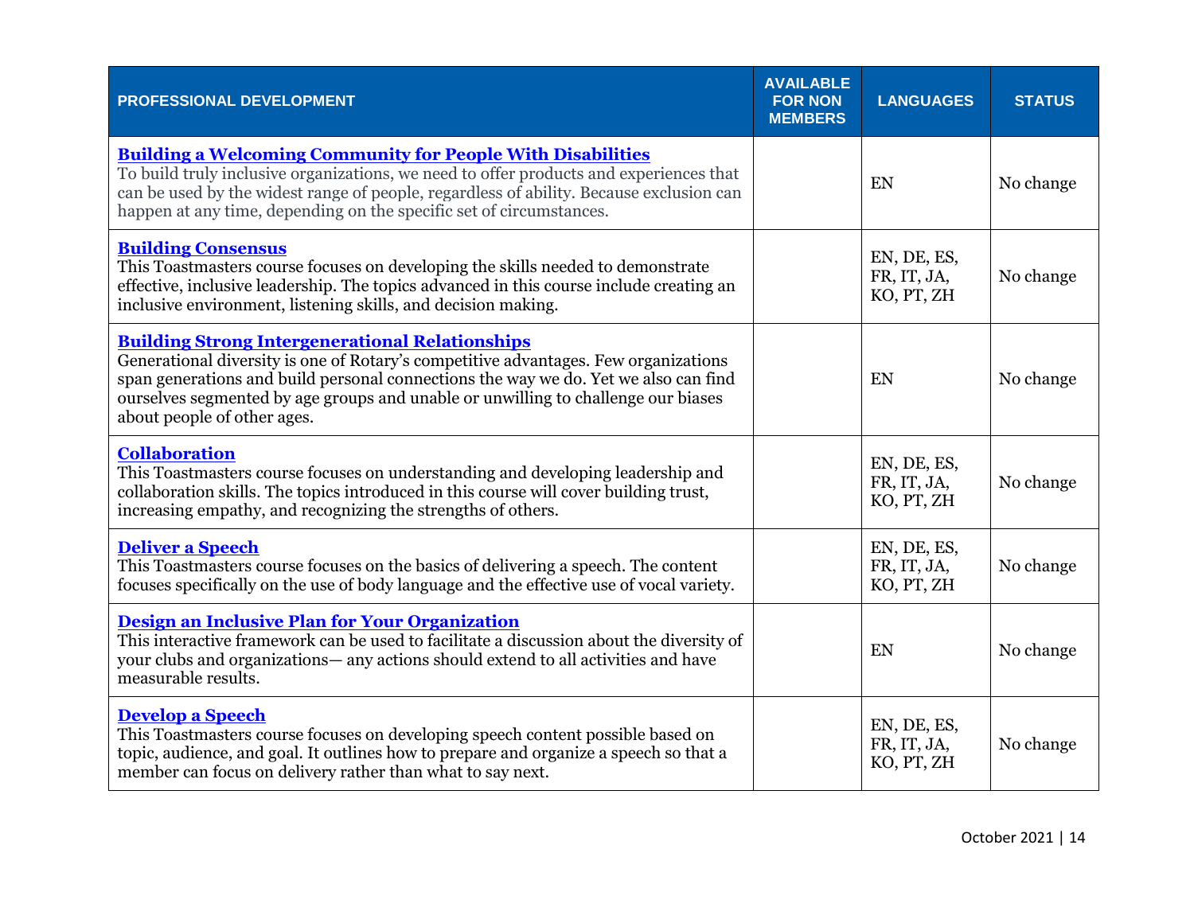| PROFESSIONAL DEVELOPMENT | AVAILABLE FOR NON MEMBERS | LANGUAGES | STATUS |
|---|---|---|---|
| **Building a Welcoming Community for People With Disabilities** To build truly inclusive organizations, we need to offer products and experiences that can be used by the widest range of people, regardless of ability. Because exclusion can happen at any time, depending on the specific set of circumstances. | | EN | No change |
| **Building Consensus** This Toastmasters course focuses on developing the skills needed to demonstrate effective, inclusive leadership. The topics advanced in this course include creating an inclusive environment, listening skills, and decision making. | | EN, DE, ES, FR, IT, JA, KO, PT, ZH | No change |
| **Building Strong Intergenerational Relationships** Generational diversity is one of Rotary's competitive advantages. Few organizations span generations and build personal connections the way we do. Yet we also can find ourselves segmented by age groups and unable or unwilling to challenge our biases about people of other ages. | | EN | No change |
| **Collaboration** This Toastmasters course focuses on understanding and developing leadership and collaboration skills. The topics introduced in this course will cover building trust, increasing empathy, and recognizing the strengths of others. | | EN, DE, ES, FR, IT, JA, KO, PT, ZH | No change |
| **Deliver a Speech** This Toastmasters course focuses on the basics of delivering a speech. The content focuses specifically on the use of body language and the effective use of vocal variety. | | EN, DE, ES, FR, IT, JA, KO, PT, ZH | No change |
| **Design an Inclusive Plan for Your Organization** This interactive framework can be used to facilitate a discussion about the diversity of your clubs and organizations— any actions should extend to all activities and have measurable results. | | EN | No change |
| **Develop a Speech** This Toastmasters course focuses on developing speech content possible based on topic, audience, and goal. It outlines how to prepare and organize a speech so that a member can focus on delivery rather than what to say next. | | EN, DE, ES, FR, IT, JA, KO, PT, ZH | No change |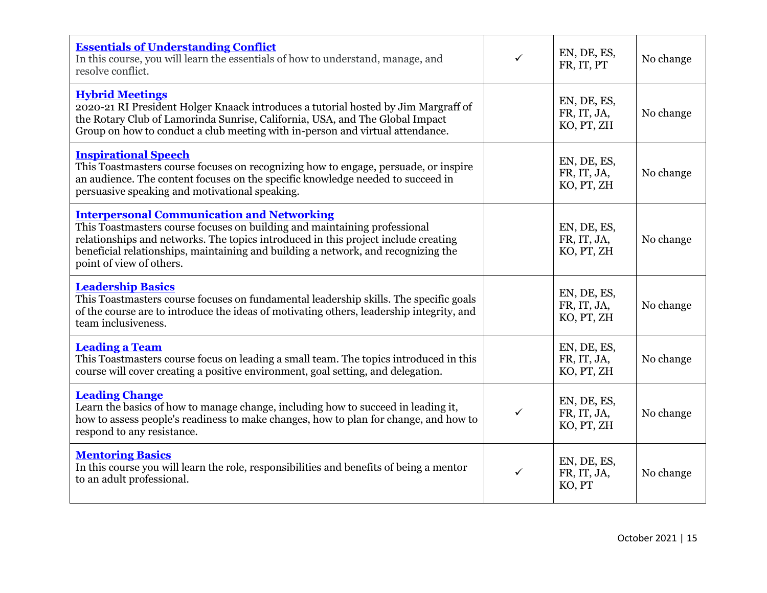| | | | |
|---|---|---|---|
| **Essentials of Understanding Conflict**<br>In this course, you will learn the essentials of how to understand, manage, and resolve conflict. | ✓ | EN, DE, ES, FR, IT, PT | No change |
| **Hybrid Meetings**<br>2020-21 RI President Holger Knaack introduces a tutorial hosted by Jim Margraff of the Rotary Club of Lamorinda Sunrise, California, USA, and The Global Impact Group on how to conduct a club meeting with in-person and virtual attendance. | | EN, DE, ES, FR, IT, JA, KO, PT, ZH | No change |
| **Inspirational Speech**<br>This Toastmasters course focuses on recognizing how to engage, persuade, or inspire an audience. The content focuses on the specific knowledge needed to succeed in persuasive speaking and motivational speaking. | | EN, DE, ES, FR, IT, JA, KO, PT, ZH | No change |
| **Interpersonal Communication and Networking**<br>This Toastmasters course focuses on building and maintaining professional relationships and networks. The topics introduced in this project include creating beneficial relationships, maintaining and building a network, and recognizing the point of view of others. | | EN, DE, ES, FR, IT, JA, KO, PT, ZH | No change |
| **Leadership Basics**<br>This Toastmasters course focuses on fundamental leadership skills. The specific goals of the course are to introduce the ideas of motivating others, leadership integrity, and team inclusiveness. | | EN, DE, ES, FR, IT, JA, KO, PT, ZH | No change |
| **Leading a Team**<br>This Toastmasters course focus on leading a small team. The topics introduced in this course will cover creating a positive environment, goal setting, and delegation. | | EN, DE, ES, FR, IT, JA, KO, PT, ZH | No change |
| **Leading Change**<br>Learn the basics of how to manage change, including how to succeed in leading it, how to assess people's readiness to make changes, how to plan for change, and how to respond to any resistance. | ✓ | EN, DE, ES, FR, IT, JA, KO, PT, ZH | No change |
| **Mentoring Basics**<br>In this course you will learn the role, responsibilities and benefits of being a mentor to an adult professional. | ✓ | EN, DE, ES, FR, IT, JA, KO, PT | No change |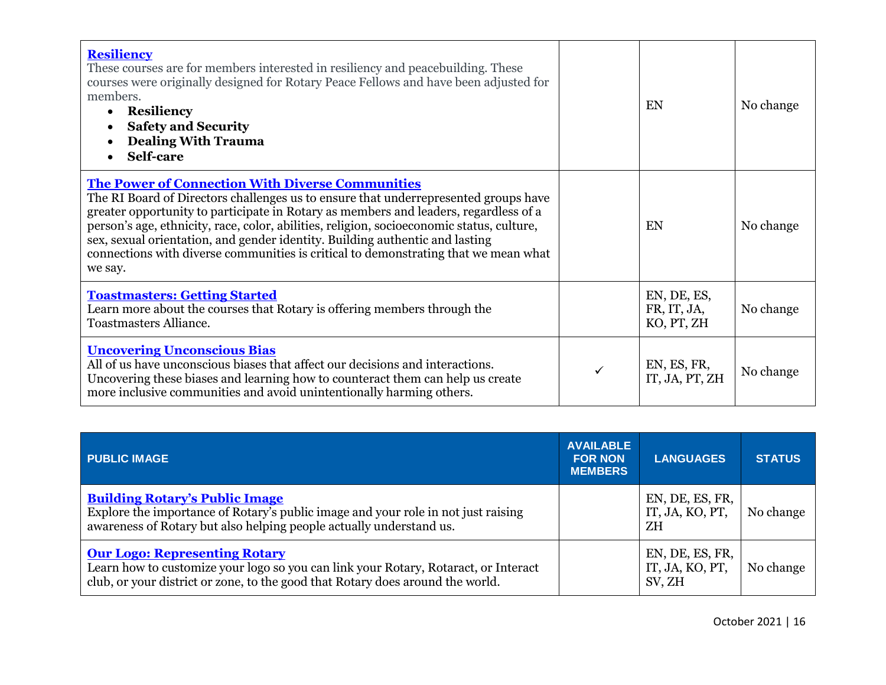| | | | |
|---|---|---|---|
| **Resiliency**<br>These courses are for members interested in resiliency and peacebuilding. These courses were originally designed for Rotary Peace Fellows and have been adjusted for members.<br>• **Resiliency**<br>• **Safety and Security**<br>• **Dealing With Trauma**<br>• **Self-care** | | EN | No change |
| **The Power of Connection With Diverse Communities**<br>The RI Board of Directors challenges us to ensure that underrepresented groups have greater opportunity to participate in Rotary as members and leaders, regardless of a person's age, ethnicity, race, color, abilities, religion, socioeconomic status, culture, sex, sexual orientation, and gender identity. Building authentic and lasting connections with diverse communities is critical to demonstrating that we mean what we say. | | EN | No change |
| **Toastmasters: Getting Started**<br>Learn more about the courses that Rotary is offering members through the Toastmasters Alliance. | | EN, DE, ES, FR, IT, JA, KO, PT, ZH | No change |
| **Uncovering Unconscious Bias**<br>All of us have unconscious biases that affect our decisions and interactions. Uncovering these biases and learning how to counteract them can help us create more inclusive communities and avoid unintentionally harming others. | ✓ | EN, ES, FR, IT, JA, PT, ZH | No change |

| PUBLIC IMAGE | AVAILABLE FOR NON MEMBERS | LANGUAGES | STATUS |
|---|---|---|---|
| **Building Rotary's Public Image**<br>Explore the importance of Rotary's public image and your role in not just raising awareness of Rotary but also helping people actually understand us. | | EN, DE, ES, FR, IT, JA, KO, PT, ZH | No change |
| **Our Logo: Representing Rotary**<br>Learn how to customize your logo so you can link your Rotary, Rotaract, or Interact club, or your district or zone, to the good that Rotary does around the world. | | EN, DE, ES, FR, IT, JA, KO, PT, SV, ZH | No change |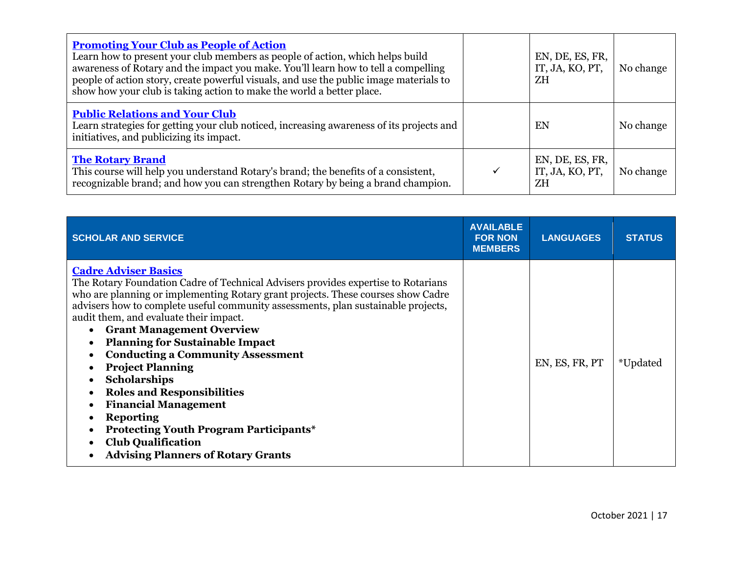| | | | |
|---|---|---|---|
| **Promoting Your Club as People of Action**<br>Learn how to present your club members as people of action, which helps build awareness of Rotary and the impact you make. You'll learn how to tell a compelling people of action story, create powerful visuals, and use the public image materials to show how your club is taking action to make the world a better place. | | EN, DE, ES, FR, IT, JA, KO, PT, ZH | No change |
| **Public Relations and Your Club**<br>Learn strategies for getting your club noticed, increasing awareness of its projects and initiatives, and publicizing its impact. | | EN | No change |
| **The Rotary Brand**<br>This course will help you understand Rotary's brand; the benefits of a consistent, recognizable brand; and how you can strengthen Rotary by being a brand champion. | ✓ | EN, DE, ES, FR, IT, JA, KO, PT, ZH | No change |

| SCHOLAR AND SERVICE | AVAILABLE FOR NON MEMBERS | LANGUAGES | STATUS |
|---|---|---|---|
| **Cadre Adviser Basics**<br>The Rotary Foundation Cadre of Technical Advisers provides expertise to Rotarians who are planning or implementing Rotary grant projects. These courses show Cadre advisers how to complete useful community assessments, plan sustainable projects, audit them, and evaluate their impact.<br>• **Grant Management Overview**<br>• **Planning for Sustainable Impact**<br>• **Conducting a Community Assessment**<br>• **Project Planning**<br>• **Scholarships**<br>• **Roles and Responsibilities**<br>• **Financial Management**<br>• **Reporting**<br>• **Protecting Youth Program Participants***<br>• **Club Qualification**<br>• **Advising Planners of Rotary Grants** | | EN, ES, FR, PT | *Updated |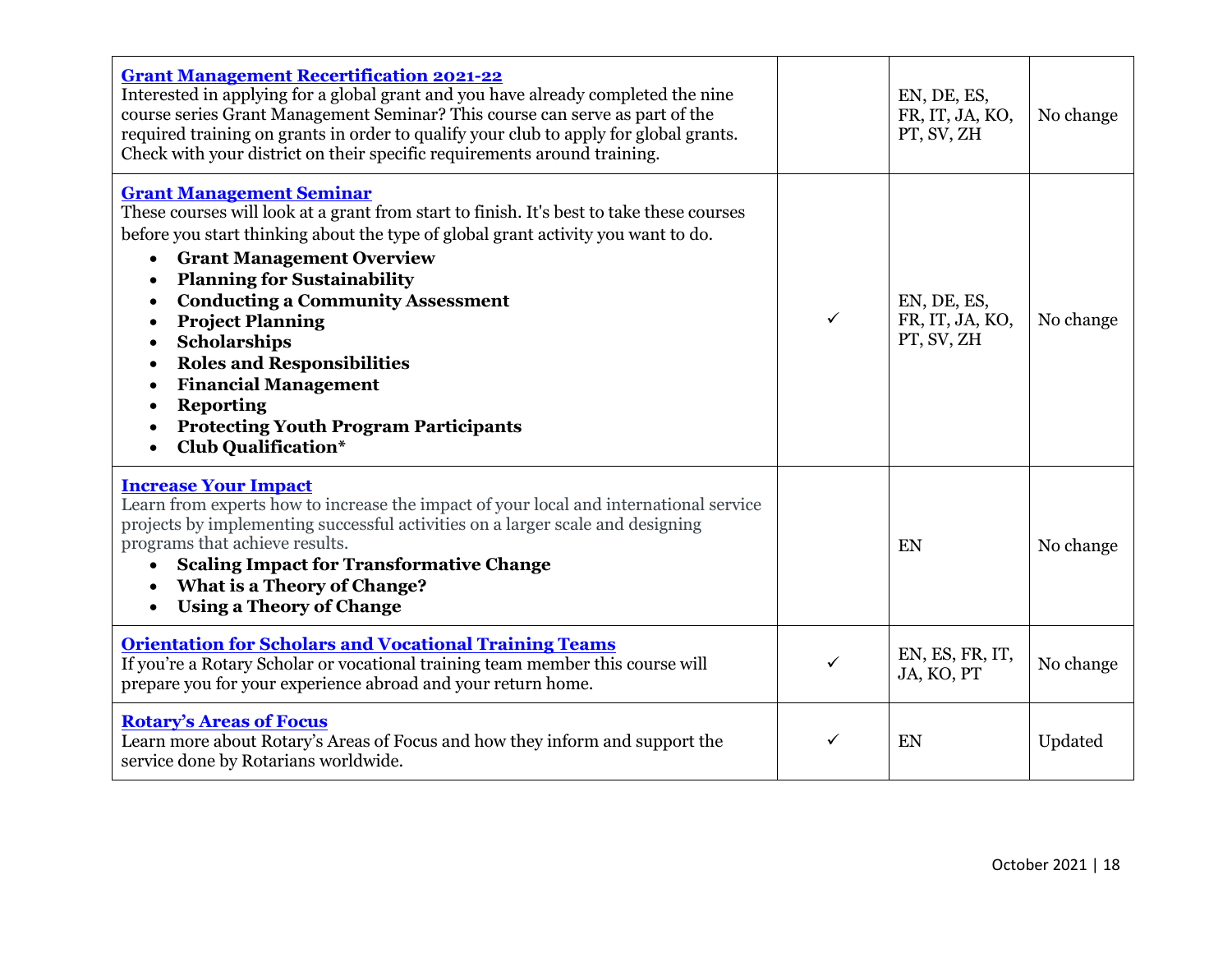| | | | |
|---|---|---|---|
| **[Grant Management Recertification 2021-22]()**<br>Interested in applying for a global grant and you have already completed the nine course series Grant Management Seminar? This course can serve as part of the required training on grants in order to qualify your club to apply for global grants. Check with your district on their specific requirements around training. | | EN, DE, ES, FR, IT, JA, KO, PT, SV, ZH | No change |
| **[Grant Management Seminar]()**<br>These courses will look at a grant from start to finish. It's best to take these courses before you start thinking about the type of global grant activity you want to do.<br>• **Grant Management Overview**<br>• **Planning for Sustainability**<br>• **Conducting a Community Assessment**<br>• **Project Planning**<br>• **Scholarships**<br>• **Roles and Responsibilities**<br>• **Financial Management**<br>• **Reporting**<br>• **Protecting Youth Program Participants**<br>• **Club Qualification***  | ✓ | EN, DE, ES, FR, IT, JA, KO, PT, SV, ZH | No change |
| **[Increase Your Impact]()**<br>Learn from experts how to increase the impact of your local and international service projects by implementing successful activities on a larger scale and designing programs that achieve results.<br>• **Scaling Impact for Transformative Change**<br>• **What is a Theory of Change?**<br>• **Using a Theory of Change** | | EN | No change |
| **[Orientation for Scholars and Vocational Training Teams]()**<br>If you're a Rotary Scholar or vocational training team member this course will prepare you for your experience abroad and your return home. | ✓ | EN, ES, FR, IT, JA, KO, PT | No change |
| **[Rotary's Areas of Focus]()**<br>Learn more about Rotary's Areas of Focus and how they inform and support the service done by Rotarians worldwide. | ✓ | EN | Updated |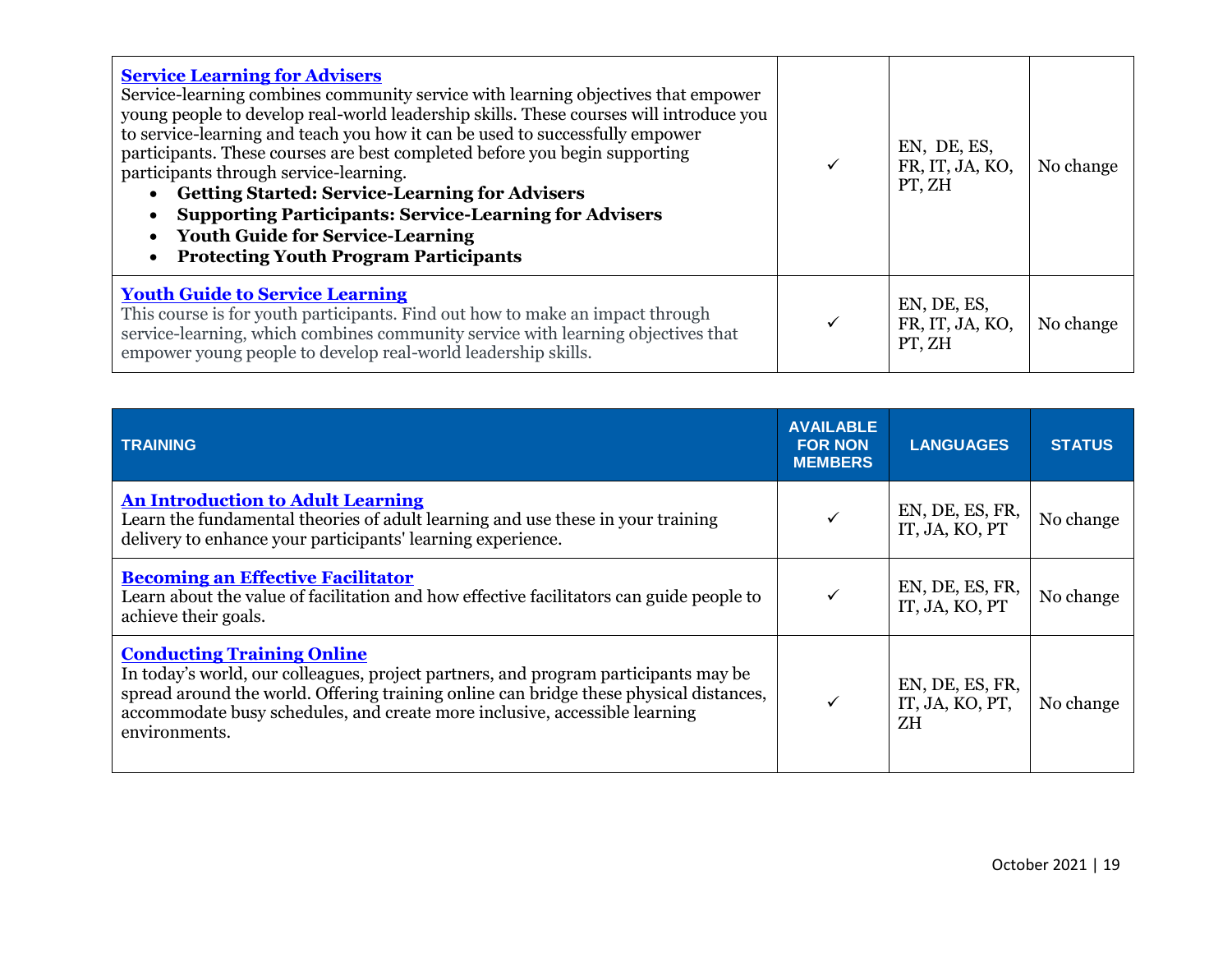| TRAINING | AVAILABLE FOR NON MEMBERS | LANGUAGES | STATUS |
|---|---|---|---|
| **Service Learning for Advisers**<br>Service-learning combines community service with learning objectives that empower young people to develop real-world leadership skills. These courses will introduce you to service-learning and teach you how it can be used to successfully empower participants. These courses are best completed before you begin supporting participants through service-learning.<br>• **Getting Started: Service-Learning for Advisers**<br>• **Supporting Participants: Service-Learning for Advisers**<br>• **Youth Guide for Service-Learning**<br>• **Protecting Youth Program Participants** | ✓ | EN, DE, ES, FR, IT, JA, KO, PT, ZH | No change |
| **Youth Guide to Service Learning**<br>This course is for youth participants. Find out how to make an impact through service-learning, which combines community service with learning objectives that empower young people to develop real-world leadership skills. | ✓ | EN, DE, ES, FR, IT, JA, KO, PT, ZH | No change |

| TRAINING | AVAILABLE FOR NON MEMBERS | LANGUAGES | STATUS |
|---|---|---|---|
| **An Introduction to Adult Learning**<br>Learn the fundamental theories of adult learning and use these in your training delivery to enhance your participants' learning experience. | ✓ | EN, DE, ES, FR, IT, JA, KO, PT | No change |
| **Becoming an Effective Facilitator**<br>Learn about the value of facilitation and how effective facilitators can guide people to achieve their goals. | ✓ | EN, DE, ES, FR, IT, JA, KO, PT | No change |
| **Conducting Training Online**<br>In today's world, our colleagues, project partners, and program participants may be spread around the world. Offering training online can bridge these physical distances, accommodate busy schedules, and create more inclusive, accessible learning environments. | ✓ | EN, DE, ES, FR, IT, JA, KO, PT, ZH | No change |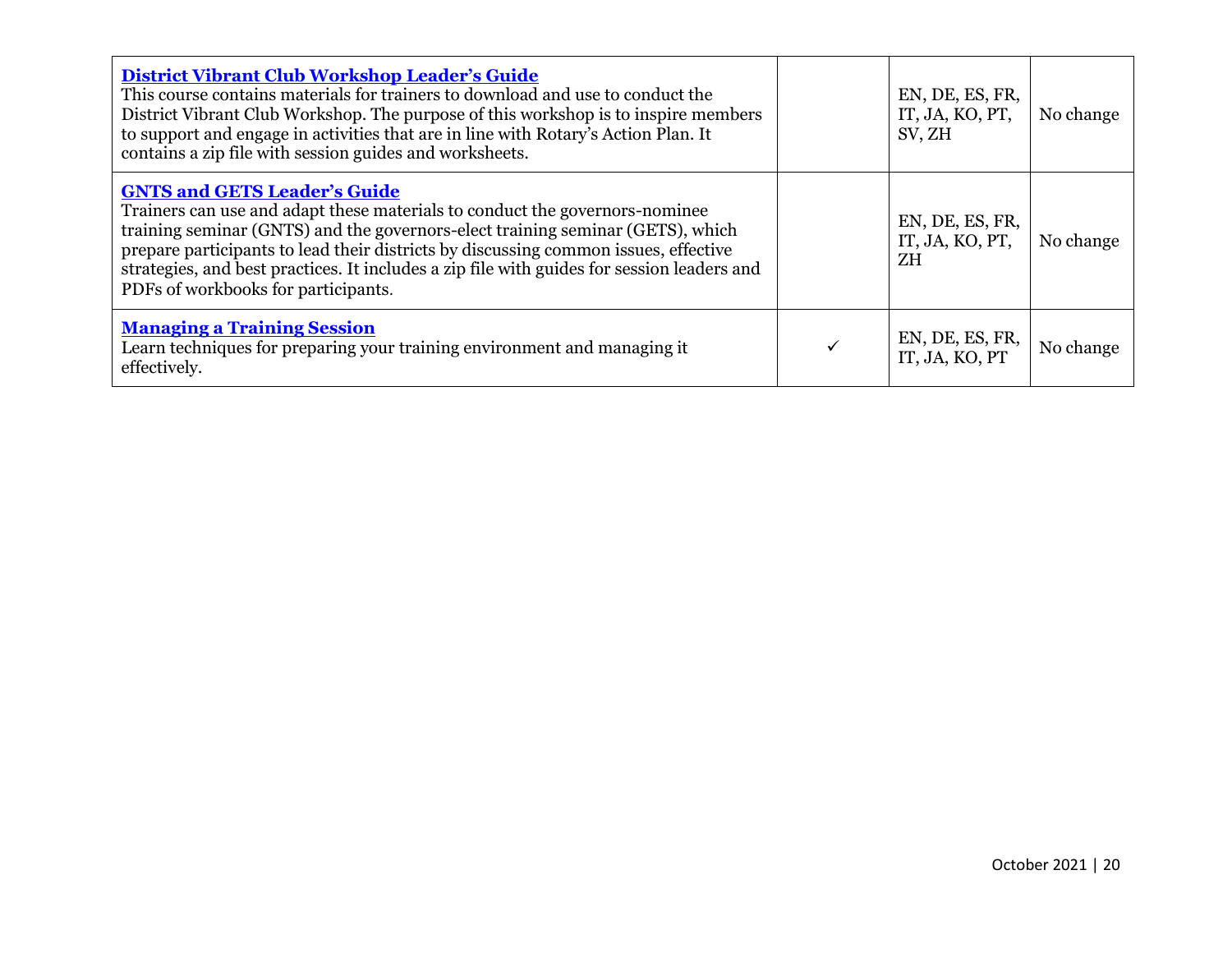| | | | |
|---|---|---|---|
| **District Vibrant Club Workshop Leader's Guide**<br>This course contains materials for trainers to download and use to conduct the District Vibrant Club Workshop. The purpose of this workshop is to inspire members to support and engage in activities that are in line with Rotary's Action Plan. It contains a zip file with session guides and worksheets. | | EN, DE, ES, FR, IT, JA, KO, PT, SV, ZH | No change |
| **GNTS and GETS Leader's Guide**<br>Trainers can use and adapt these materials to conduct the governors-nominee training seminar (GNTS) and the governors-elect training seminar (GETS), which prepare participants to lead their districts by discussing common issues, effective strategies, and best practices. It includes a zip file with guides for session leaders and PDFs of workbooks for participants. | | EN, DE, ES, FR, IT, JA, KO, PT, ZH | No change |
| **Managing a Training Session**<br>Learn techniques for preparing your training environment and managing it effectively. | ✓ | EN, DE, ES, FR, IT, JA, KO, PT | No change |